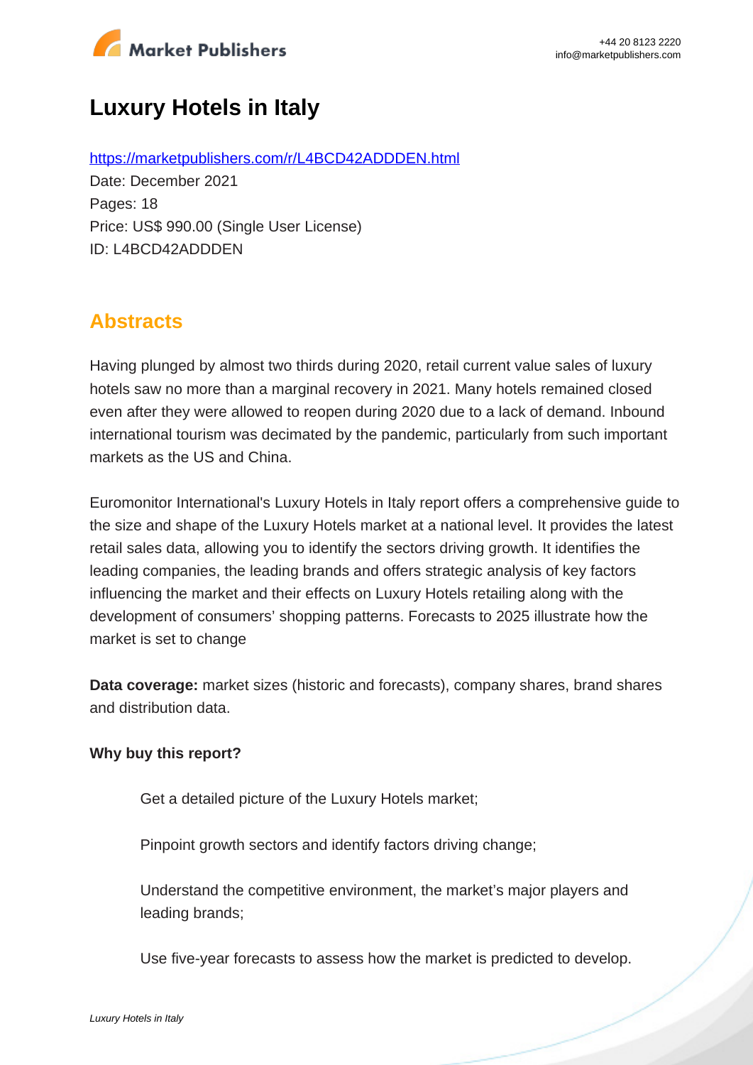# Luxury Hotels in Italy

https://marketpublishers.com/r/L4BCD42ADDDEN.html
Date: December 2021
Pages: 18
Price: US$ 990.00 (Single User License)
ID: L4BCD42ADDDEN

## Abstracts

Having plunged by almost two thirds during 2020, retail current value sales of luxury hotels saw no more than a marginal recovery in 2021. Many hotels remained closed even after they were allowed to reopen during 2020 due to a lack of demand. Inbound international tourism was decimated by the pandemic, particularly from such important markets as the US and China.

Euromonitor International's Luxury Hotels in Italy report offers a comprehensive guide to the size and shape of the Luxury Hotels market at a national level. It provides the latest retail sales data, allowing you to identify the sectors driving growth. It identifies the leading companies, the leading brands and offers strategic analysis of key factors influencing the market and their effects on Luxury Hotels retailing along with the development of consumers' shopping patterns. Forecasts to 2025 illustrate how the market is set to change

**Data coverage:** market sizes (historic and forecasts), company shares, brand shares and distribution data.

**Why buy this report?**

Get a detailed picture of the Luxury Hotels market;

Pinpoint growth sectors and identify factors driving change;

Understand the competitive environment, the market's major players and leading brands;

Use five-year forecasts to assess how the market is predicted to develop.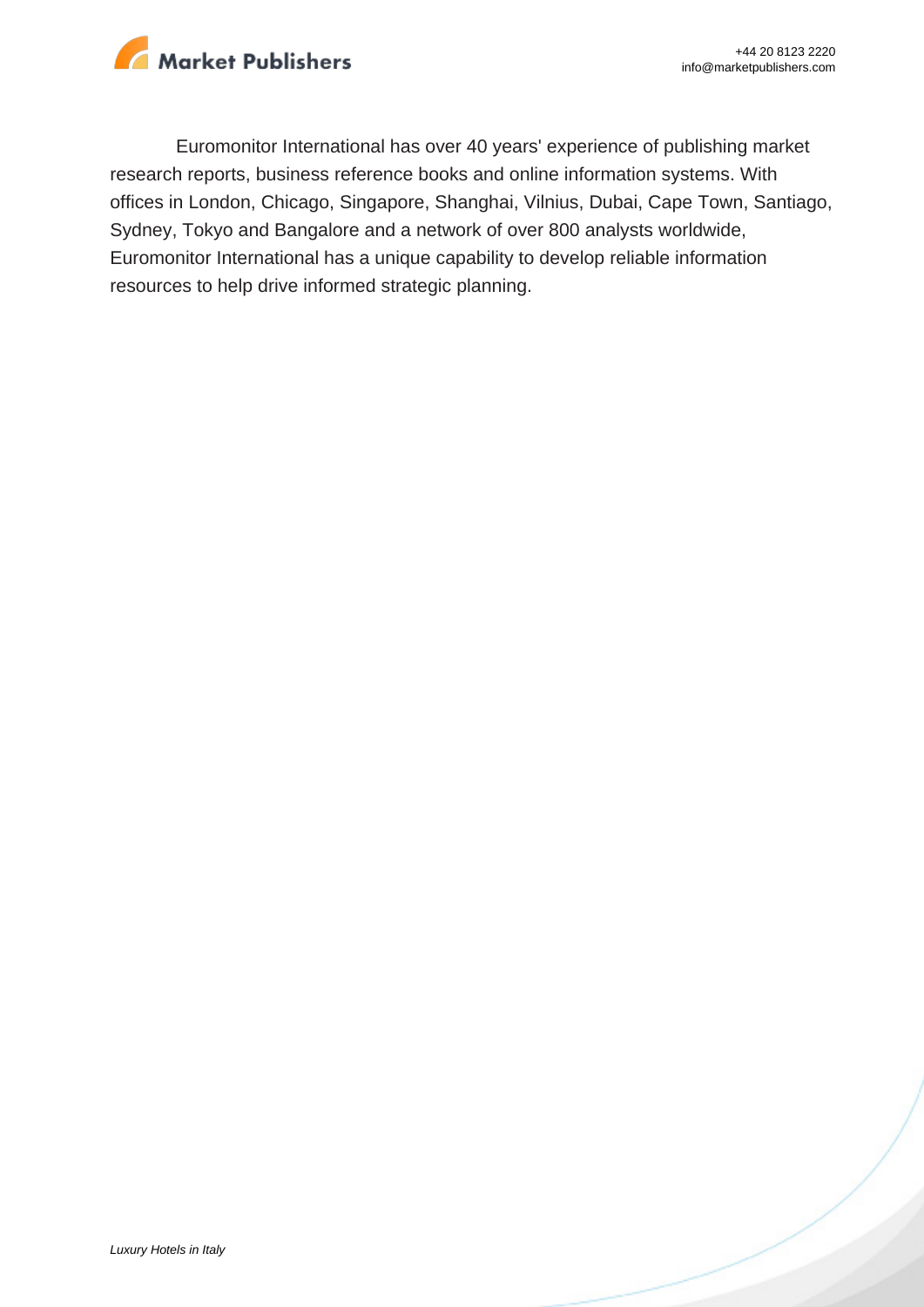Euromonitor International has over 40 years' experience of publishing market research reports, business reference books and online information systems. With offices in London, Chicago, Singapore, Shanghai, Vilnius, Dubai, Cape Town, Santiago, Sydney, Tokyo and Bangalore and a network of over 800 analysts worldwide, Euromonitor International has a unique capability to develop reliable information resources to help drive informed strategic planning.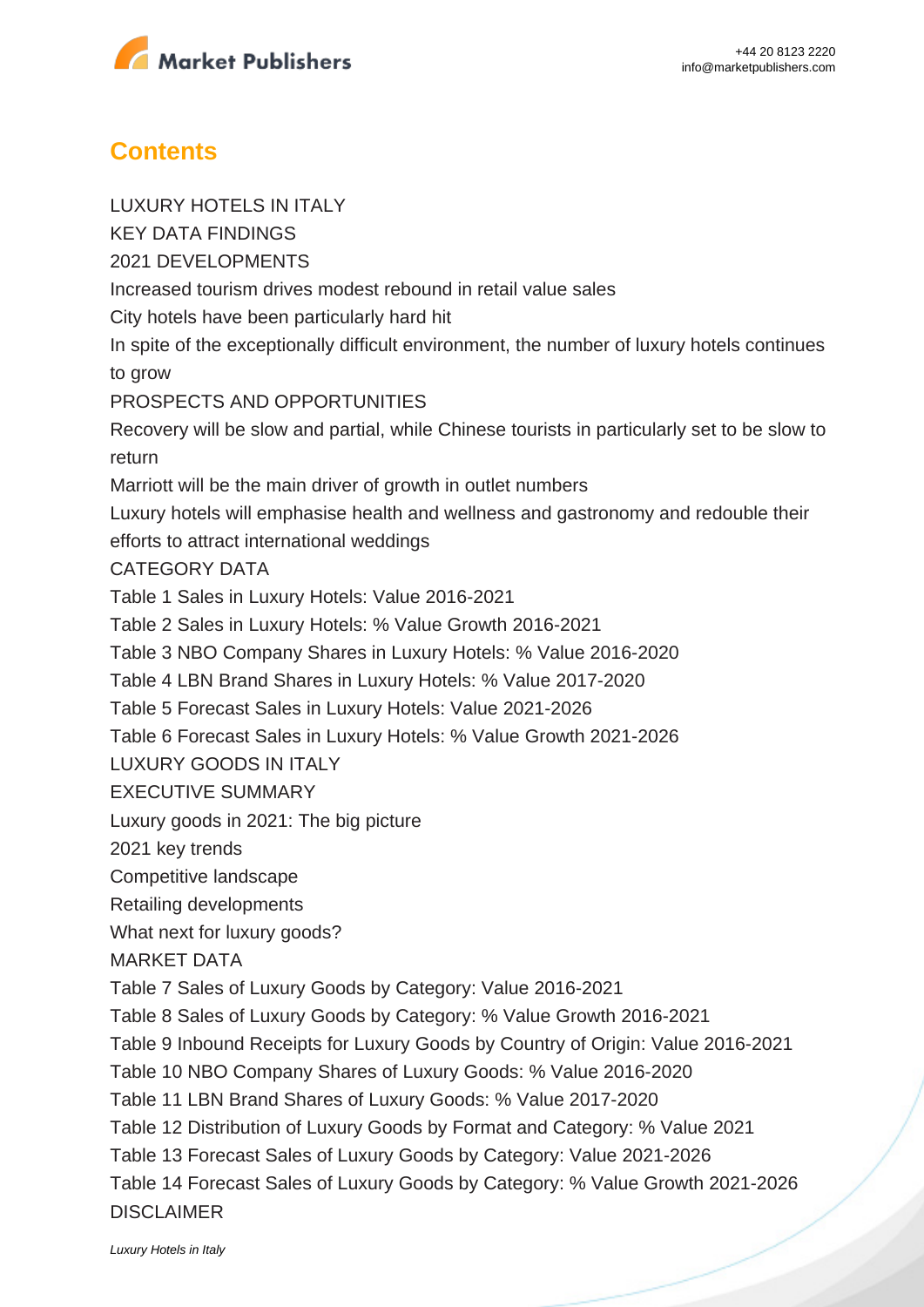## Contents

LUXURY HOTELS IN ITALY

KEY DATA FINDINGS

2021 DEVELOPMENTS

Increased tourism drives modest rebound in retail value sales

City hotels have been particularly hard hit

In spite of the exceptionally difficult environment, the number of luxury hotels continues to grow

PROSPECTS AND OPPORTUNITIES

Recovery will be slow and partial, while Chinese tourists in particularly set to be slow to return

Marriott will be the main driver of growth in outlet numbers

Luxury hotels will emphasise health and wellness and gastronomy and redouble their efforts to attract international weddings

CATEGORY DATA

Table 1 Sales in Luxury Hotels: Value 2016-2021

Table 2 Sales in Luxury Hotels: % Value Growth 2016-2021

Table 3 NBO Company Shares in Luxury Hotels: % Value 2016-2020

Table 4 LBN Brand Shares in Luxury Hotels: % Value 2017-2020

Table 5 Forecast Sales in Luxury Hotels: Value 2021-2026

Table 6 Forecast Sales in Luxury Hotels: % Value Growth 2021-2026

LUXURY GOODS IN ITALY

EXECUTIVE SUMMARY

Luxury goods in 2021: The big picture

2021 key trends

Competitive landscape

Retailing developments

What next for luxury goods?

MARKET DATA

Table 7 Sales of Luxury Goods by Category: Value 2016-2021

Table 8 Sales of Luxury Goods by Category: % Value Growth 2016-2021

Table 9 Inbound Receipts for Luxury Goods by Country of Origin: Value 2016-2021

Table 10 NBO Company Shares of Luxury Goods: % Value 2016-2020

Table 11 LBN Brand Shares of Luxury Goods: % Value 2017-2020

Table 12 Distribution of Luxury Goods by Format and Category: % Value 2021

Table 13 Forecast Sales of Luxury Goods by Category: Value 2021-2026

Table 14 Forecast Sales of Luxury Goods by Category: % Value Growth 2021-2026

DISCLAIMER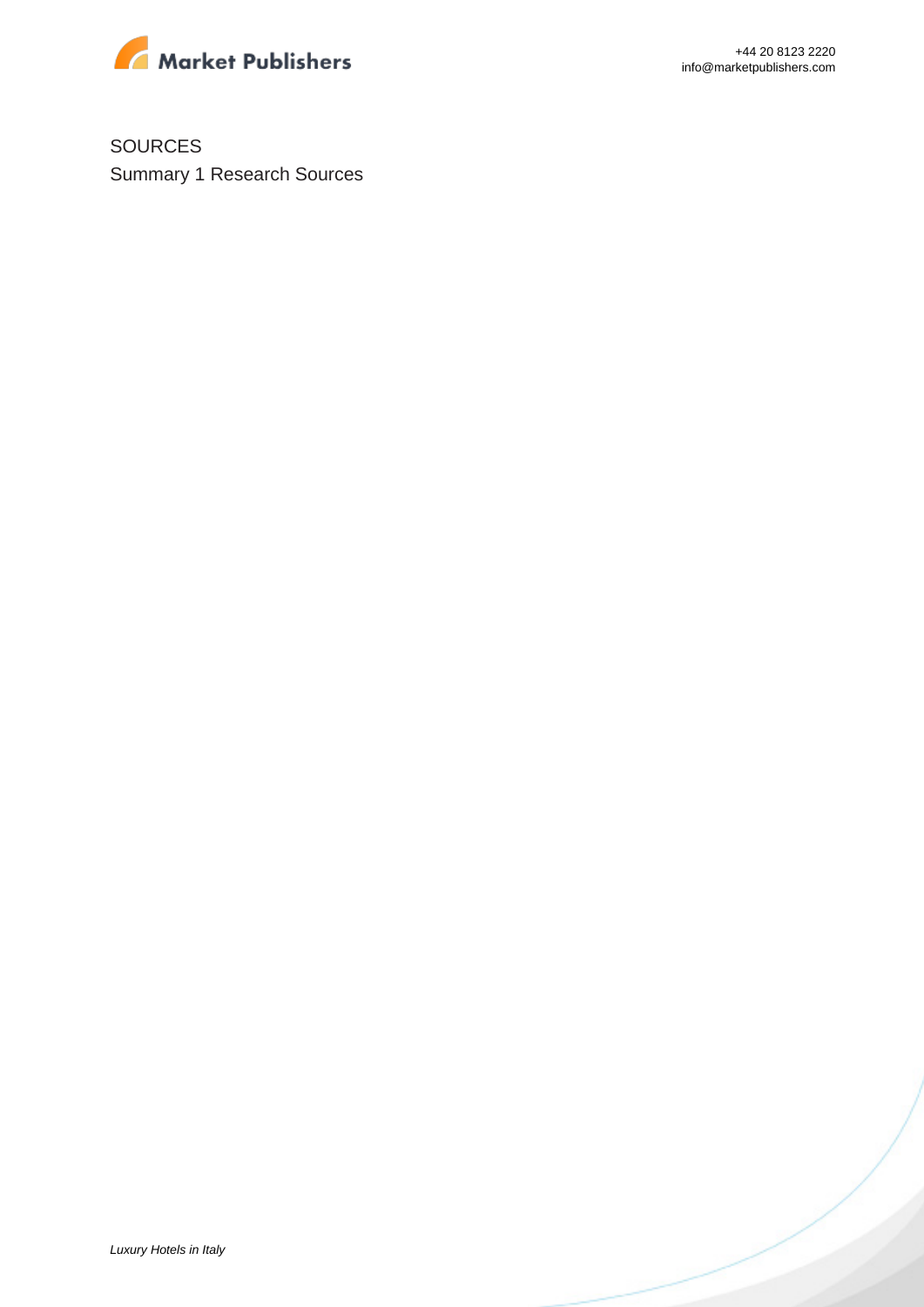SOURCES

Summary 1 Research Sources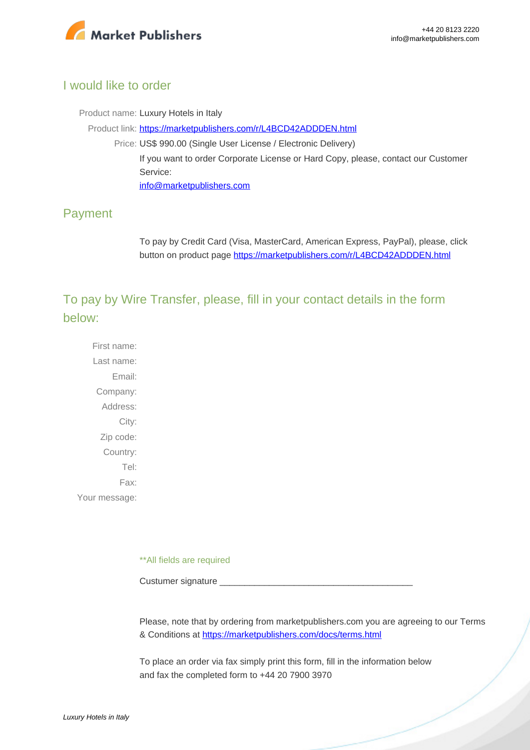## I would like to order

Product name: Luxury Hotels in Italy

Product link: https://marketpublishers.com/r/L4BCD42ADDDEN.html

Price: US$ 990.00 (Single User License / Electronic Delivery)

If you want to order Corporate License or Hard Copy, please, contact our Customer Service:

info@marketpublishers.com

## Payment

To pay by Credit Card (Visa, MasterCard, American Express, PayPal), please, click button on product page https://marketpublishers.com/r/L4BCD42ADDDEN.html

## To pay by Wire Transfer, please, fill in your contact details in the form below:

First name:

Last name:

Email:

Company:

Address:

City:

Zip code:

Country:

Tel:

Fax:

Your message:

**All fields are required

Custumer signature _______________________________________

Please, note that by ordering from marketpublishers.com you are agreeing to our Terms & Conditions at https://marketpublishers.com/docs/terms.html

To place an order via fax simply print this form, fill in the information below and fax the completed form to +44 20 7900 3970